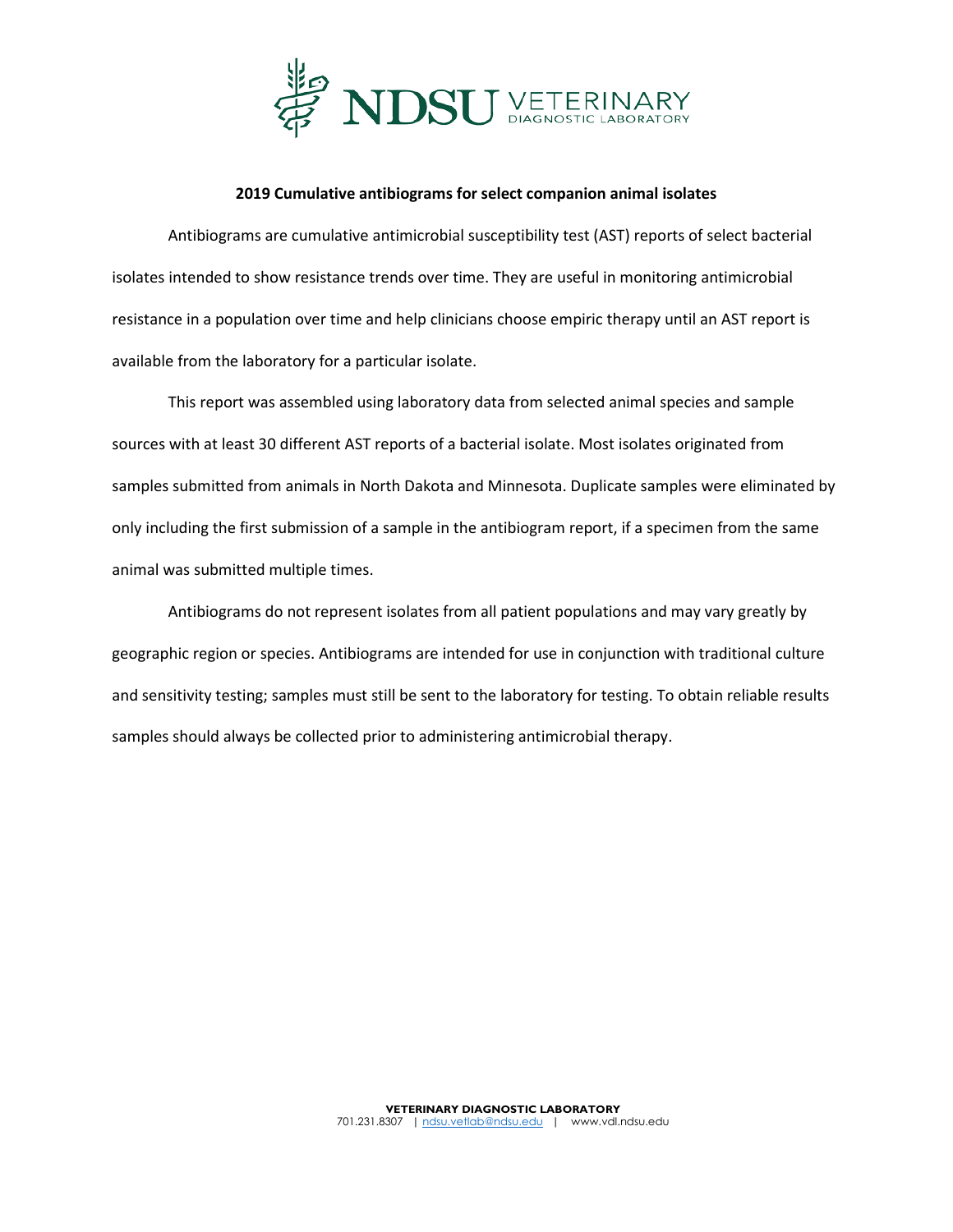# 2019 Cumulative antibiograms for select companion animal isolates

Antibiograms are cumulative antimicrobial susceptibility test (AST) reports of select bacterial isolates intended to show resistance trends over time. They are useful in monitoring antimicrobial resistance in a population over time and help clinicians choose empiric therapy until an AST report is available from the laboratory for a particular isolate.

This report was assembled using laboratory data from selected animal species and sample sources with at least 30 different AST reports of a bacterial isolate. Most isolates originated from samples submitted from animals in North Dakota and Minnesota. Duplicate samples were eliminated by only including the first submission of a sample in the antibiogram report, if a specimen from the same animal was submitted multiple times.

Antibiograms do not represent isolates from all patient populations and may vary greatly by geographic region or species. Antibiograms are intended for use in conjunction with traditional culture and sensitivity testing; samples must still be sent to the laboratory for testing. To obtain reliable results samples should always be collected prior to administering antimicrobial therapy.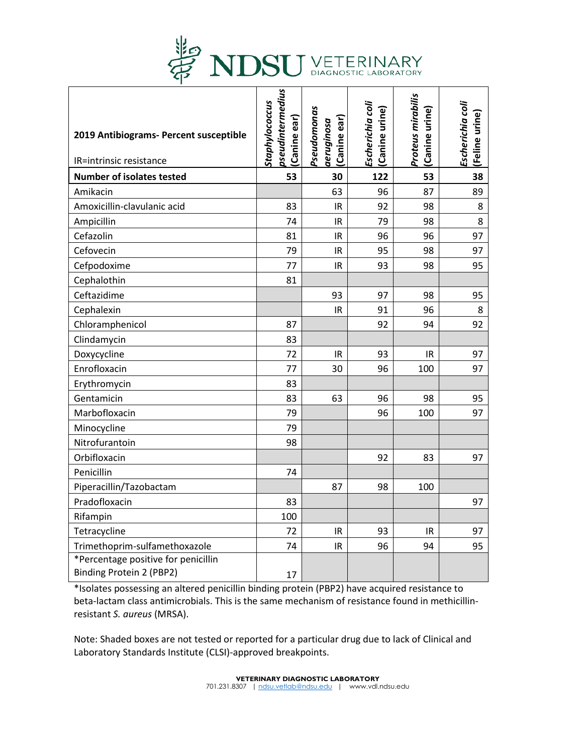NDSU VETERINARY DIAGNOSTIC LABORATORY

| 2019 Antibiograms- Percent susceptible<br><br>IR=intrinsic resistance | *Staphylococcus pseudintermedius* (Canine ear) | *Pseudomonas aeruginosa* (Canine ear) | *Escherichia coli* (Canine urine) | *Proteus mirabilis* (Canine urine) | *Escherichia coli* (Feline urine) |
|---|---|---|---|---|---|
| **Number of isolates tested** | **53** | **30** | **122** | **53** | **38** |
| Amikacin | | 63 | 96 | 87 | 89 |
| Amoxicillin-clavulanic acid | 83 | IR | 92 | 98 | 8 |
| Ampicillin | 74 | IR | 79 | 98 | 8 |
| Cefazolin | 81 | IR | 96 | 96 | 97 |
| Cefovecin | 79 | IR | 95 | 98 | 97 |
| Cefpodoxime | 77 | IR | 93 | 98 | 95 |
| Cephalothin | 81 | | | | |
| Ceftazidime | | 93 | 97 | 98 | 95 |
| Cephalexin | | IR | 91 | 96 | 8 |
| Chloramphenicol | 87 | | 92 | 94 | 92 |
| Clindamycin | 83 | | | | |
| Doxycycline | 72 | IR | 93 | IR | 97 |
| Enrofloxacin | 77 | 30 | 96 | 100 | 97 |
| Erythromycin | 83 | | | | |
| Gentamicin | 83 | 63 | 96 | 98 | 95 |
| Marbofloxacin | 79 | | 96 | 100 | 97 |
| Minocycline | 79 | | | | |
| Nitrofurantoin | 98 | | | | |
| Orbifloxacin | | | 92 | 83 | 97 |
| Penicillin | 74 | | | | |
| Piperacillin/Tazobactam | | 87 | 98 | 100 | |
| Pradofloxacin | 83 | | | | 97 |
| Rifampin | 100 | | | | |
| Tetracycline | 72 | IR | 93 | IR | 97 |
| Trimethoprim-sulfamethoxazole | 74 | IR | 96 | 94 | 95 |
| *Percentage positive for penicillin Binding Protein 2 (PBP2) | 17 | | | | |

*Isolates possessing an altered penicillin binding protein (PBP2) have acquired resistance to beta-lactam class antimicrobials. This is the same mechanism of resistance found in methicillin-resistant *S. aureus* (MRSA).

Note: Shaded boxes are not tested or reported for a particular drug due to lack of Clinical and Laboratory Standards Institute (CLSI)-approved breakpoints.

**VETERINARY DIAGNOSTIC LABORATORY**
701.231.8307 | ndsu.vetlab@ndsu.edu | www.vdl.ndsu.edu